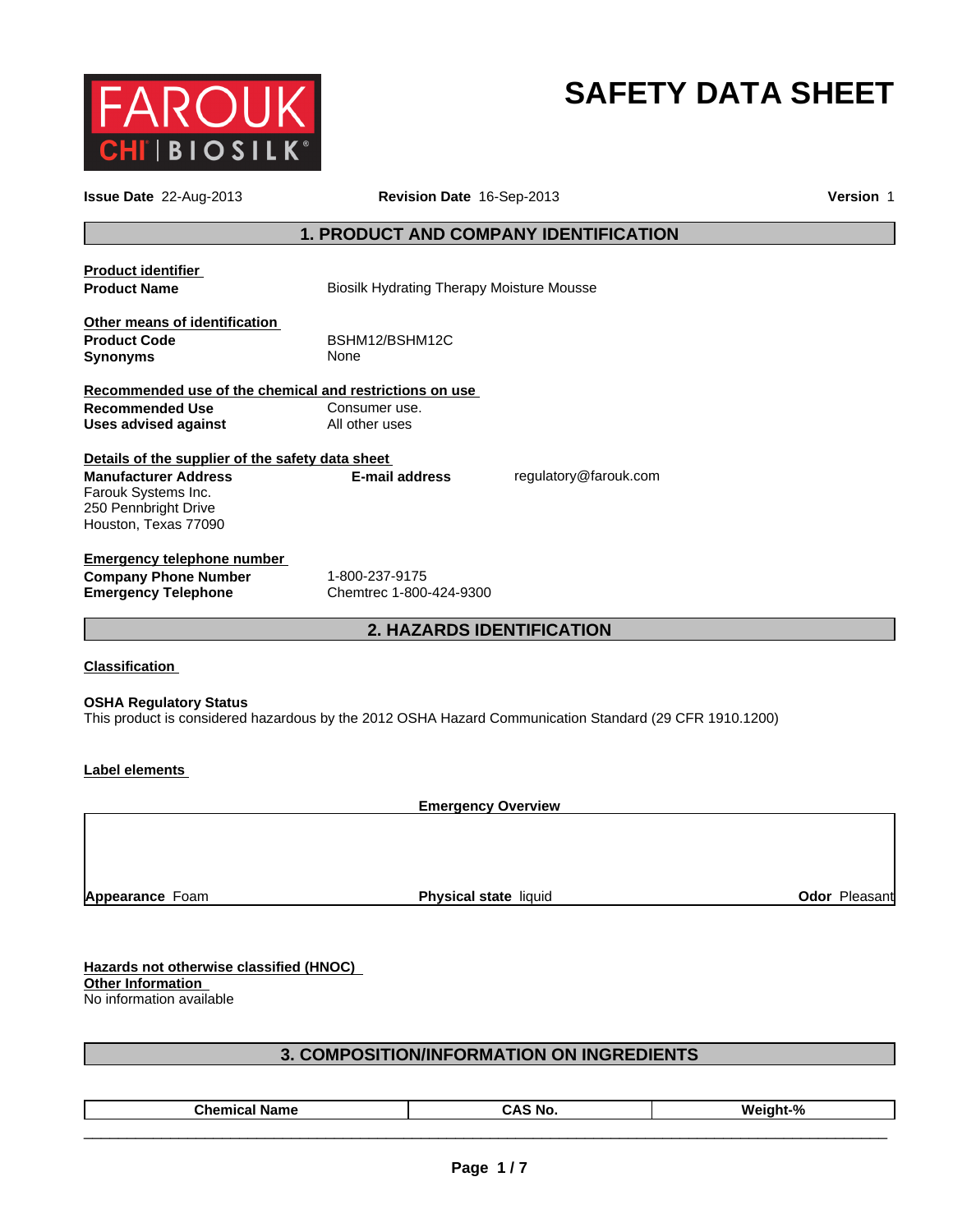# SAFETY DATA SHEET

**Issue Date** 22-Aug-2013 **Revision Date** 16-Sep-2013 **Version** 1

## 1. PRODUCT AND COMPANY IDENTIFICATION

**Product identifier**

**Product Name** Biosilk Hydrating Therapy Moisture Mousse

**Other means of identification**

**Product Code** BSHM12/BSHM12C

**Synonyms** None

**Recommended use of the chemical and restrictions on use**

**Recommended Use** Consumer use.

**Uses advised against** All other uses

**Details of the supplier of the safety data sheet**

**Manufacturer Address**
Farouk Systems Inc.
250 Pennbright Drive
Houston, Texas 77090

**E-mail address** regulatory@farouk.com

**Emergency telephone number**

**Company Phone Number** 1-800-237-9175

**Emergency Telephone** Chemtrec 1-800-424-9300

## 2. HAZARDS IDENTIFICATION

**Classification**

**OSHA Regulatory Status**

This product is considered hazardous by the 2012 OSHA Hazard Communication Standard (29 CFR 1910.1200)

**Label elements**

**Emergency Overview**

**Appearance** Foam **Physical state** liquid **Odor** Pleasant

**Hazards not otherwise classified (HNOC)**

**Other Information**

No information available

## 3. COMPOSITION/INFORMATION ON INGREDIENTS

| Chemical Name | CAS No. | Weight-% |
|---|---|---|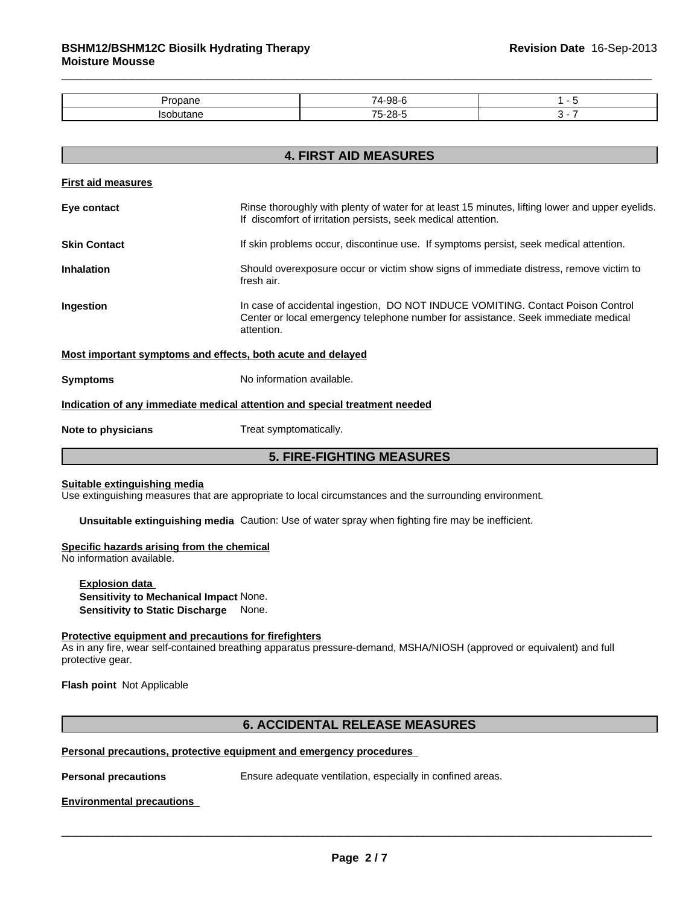| Propane | 74-98-6 | 1 - 5 |
| --- | --- | --- |
| Isobutane | 75-28-5 | 3 - 7 |

## 4. FIRST AID MEASURES

**First aid measures**

**Eye contact** Rinse thoroughly with plenty of water for at least 15 minutes, lifting lower and upper eyelids. If discomfort of irritation persists, seek medical attention.

**Skin Contact** If skin problems occur, discontinue use. If symptoms persist, seek medical attention.

**Inhalation** Should overexposure occur or victim show signs of immediate distress, remove victim to fresh air.

**Ingestion** In case of accidental ingestion, DO NOT INDUCE VOMITING. Contact Poison Control Center or local emergency telephone number for assistance. Seek immediate medical attention.

**Most important symptoms and effects, both acute and delayed**

**Symptoms** No information available.

**Indication of any immediate medical attention and special treatment needed**

**Note to physicians** Treat symptomatically.

## 5. FIRE-FIGHTING MEASURES

**Suitable extinguishing media**
Use extinguishing measures that are appropriate to local circumstances and the surrounding environment.

**Unsuitable extinguishing media** Caution: Use of water spray when fighting fire may be inefficient.

**Specific hazards arising from the chemical**
No information available.

**Explosion data**
**Sensitivity to Mechanical Impact** None.
**Sensitivity to Static Discharge** None.

**Protective equipment and precautions for firefighters**
As in any fire, wear self-contained breathing apparatus pressure-demand, MSHA/NIOSH (approved or equivalent) and full protective gear.

**Flash point** Not Applicable

## 6. ACCIDENTAL RELEASE MEASURES

**Personal precautions, protective equipment and emergency procedures**

**Personal precautions** Ensure adequate ventilation, especially in confined areas.

**Environmental precautions**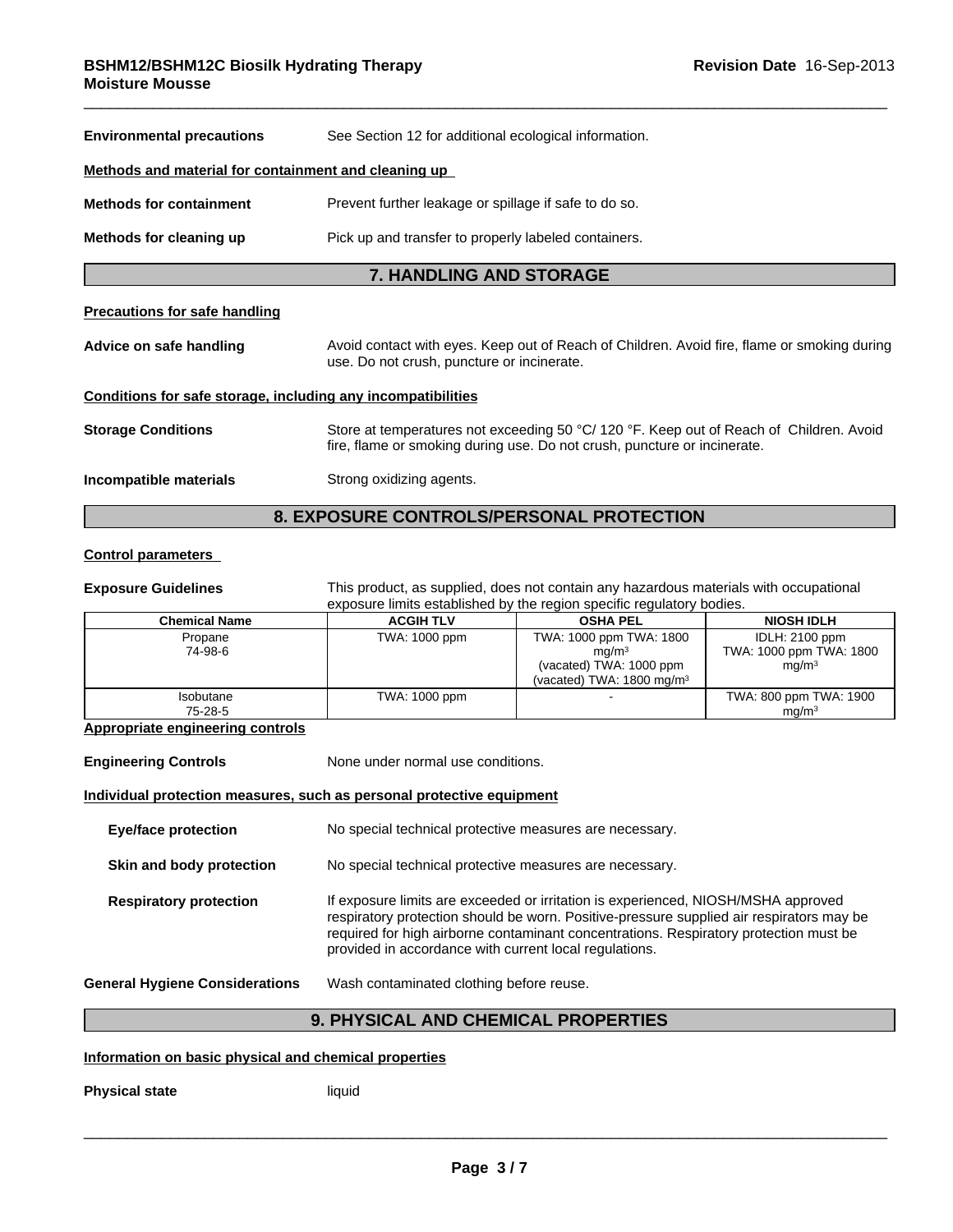**Environmental precautions** See Section 12 for additional ecological information.

**Methods and material for containment and cleaning up**

**Methods for containment** Prevent further leakage or spillage if safe to do so.

**Methods for cleaning up** Pick up and transfer to properly labeled containers.

## 7. HANDLING AND STORAGE

**Precautions for safe handling**

**Advice on safe handling** Avoid contact with eyes. Keep out of Reach of Children. Avoid fire, flame or smoking during use. Do not crush, puncture or incinerate.

**Conditions for safe storage, including any incompatibilities**

**Storage Conditions** Store at temperatures not exceeding 50 °C/ 120 °F. Keep out of Reach of Children. Avoid fire, flame or smoking during use. Do not crush, puncture or incinerate.

**Incompatible materials** Strong oxidizing agents.

## 8. EXPOSURE CONTROLS/PERSONAL PROTECTION

**Control parameters**

**Exposure Guidelines** This product, as supplied, does not contain any hazardous materials with occupational exposure limits established by the region specific regulatory bodies.

| Chemical Name | ACGIH TLV | OSHA PEL | NIOSH IDLH |
|---|---|---|---|
| Propane<br>74-98-6 | TWA: 1000 ppm | TWA: 1000 ppm TWA: 1800 mg/m³<br>(vacated) TWA: 1000 ppm<br>(vacated) TWA: 1800 mg/m³ | IDLH: 2100 ppm<br>TWA: 1000 ppm TWA: 1800 mg/m³ |
| Isobutane<br>75-28-5 | TWA: 1000 ppm | - | TWA: 800 ppm TWA: 1900 mg/m³ |

**Appropriate engineering controls**

**Engineering Controls** None under normal use conditions.

**Individual protection measures, such as personal protective equipment**

**Eye/face protection** No special technical protective measures are necessary.

**Skin and body protection** No special technical protective measures are necessary.

**Respiratory protection** If exposure limits are exceeded or irritation is experienced, NIOSH/MSHA approved respiratory protection should be worn. Positive-pressure supplied air respirators may be required for high airborne contaminant concentrations. Respiratory protection must be provided in accordance with current local regulations.

**General Hygiene Considerations** Wash contaminated clothing before reuse.

## 9. PHYSICAL AND CHEMICAL PROPERTIES

**Information on basic physical and chemical properties**

**Physical state** liquid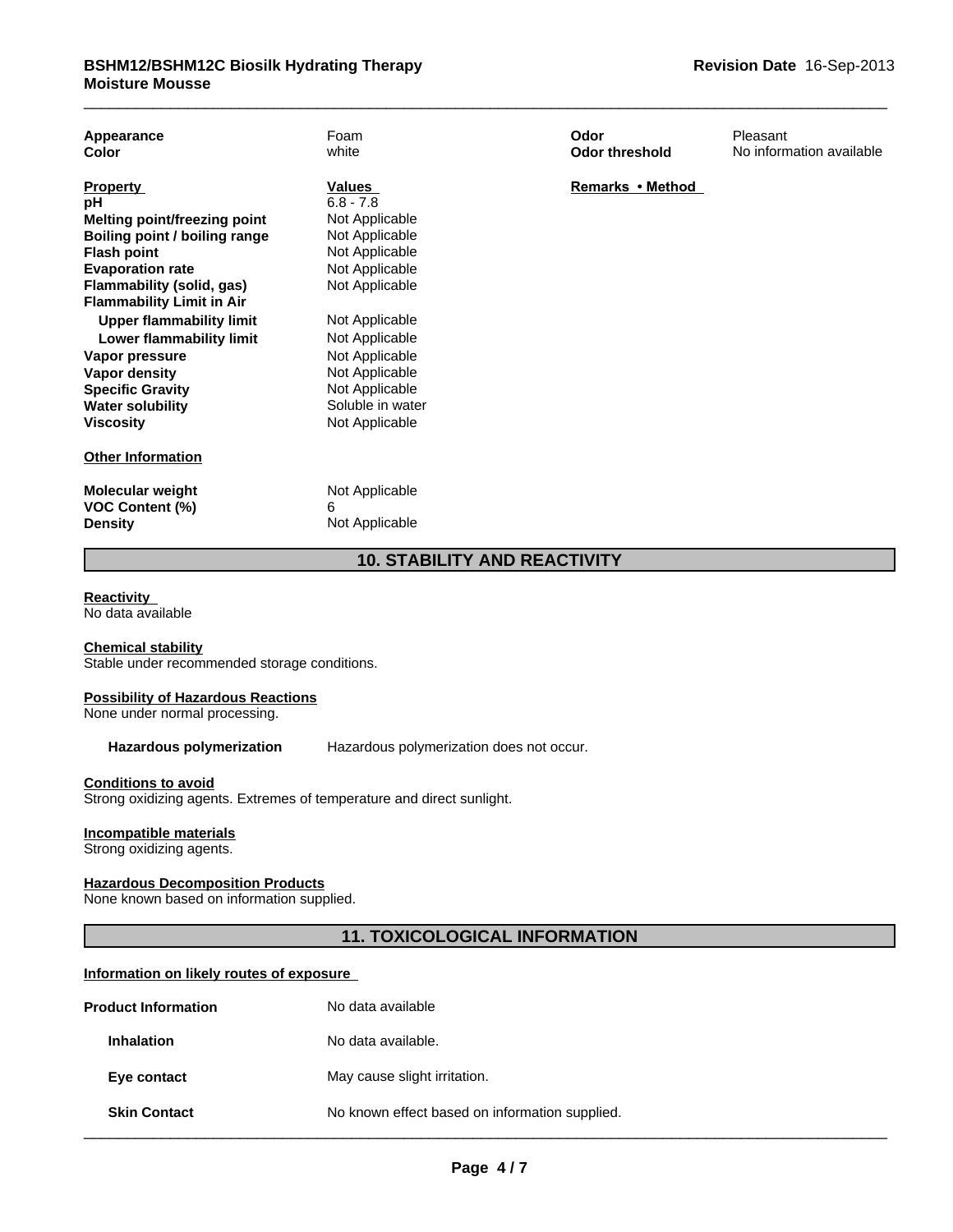| Appearance | Foam | Odor | Pleasant |
|---|---|---|---|
| Color | white | Odor threshold | No information available |

| Property | Values | Remarks • Method |
|---|---|---|
| pH | 6.8 - 7.8 | |
| Melting point/freezing point | Not Applicable | |
| Boiling point / boiling range | Not Applicable | |
| Flash point | Not Applicable | |
| Evaporation rate | Not Applicable | |
| Flammability (solid, gas) | Not Applicable | |
| Flammability Limit in Air | | |
| Upper flammability limit | Not Applicable | |
| Lower flammability limit | Not Applicable | |
| Vapor pressure | Not Applicable | |
| Vapor density | Not Applicable | |
| Specific Gravity | Not Applicable | |
| Water solubility | Soluble in water | |
| Viscosity | Not Applicable | |

**Other Information**

| | |
|---|---|
| Molecular weight | Not Applicable |
| VOC Content (%) | 6 |
| Density | Not Applicable |

## 10. STABILITY AND REACTIVITY

**Reactivity**
No data available

**Chemical stability**
Stable under recommended storage conditions.

**Possibility of Hazardous Reactions**
None under normal processing.

**Hazardous polymerization** Hazardous polymerization does not occur.

**Conditions to avoid**
Strong oxidizing agents. Extremes of temperature and direct sunlight.

**Incompatible materials**
Strong oxidizing agents.

**Hazardous Decomposition Products**
None known based on information supplied.

## 11. TOXICOLOGICAL INFORMATION

**Information on likely routes of exposure**

| | |
|---|---|
| **Product Information** | No data available |
| **Inhalation** | No data available. |
| **Eye contact** | May cause slight irritation. |
| **Skin Contact** | No known effect based on information supplied. |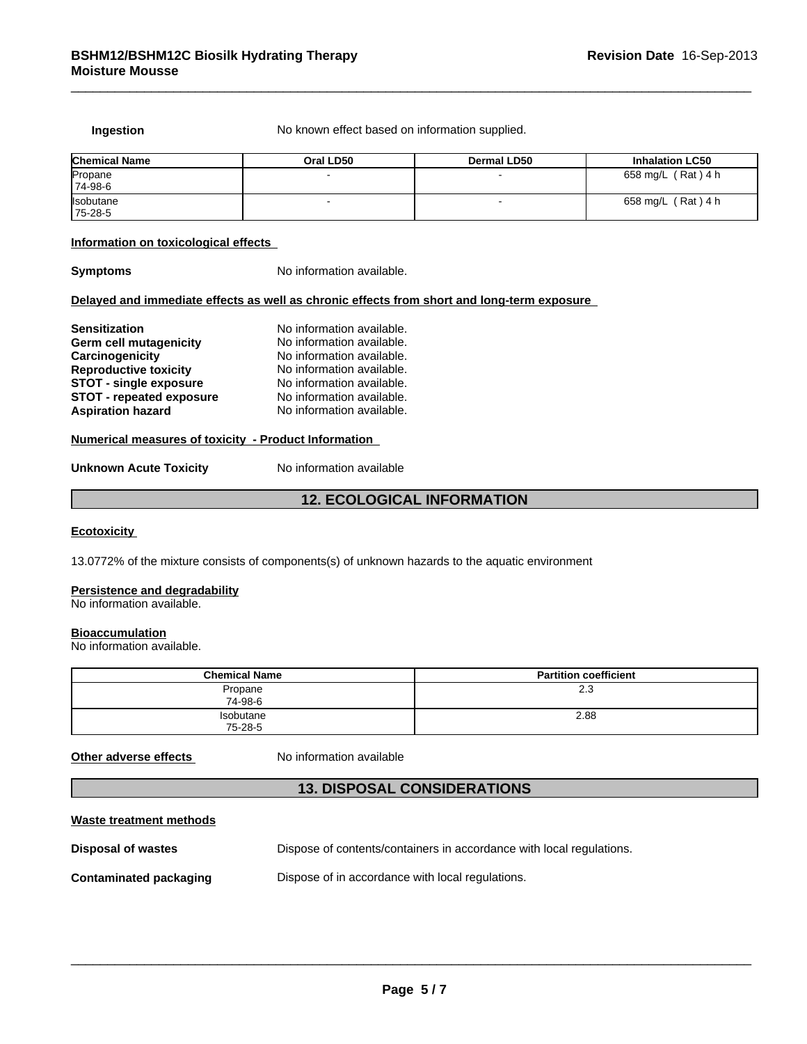**Ingestion** No known effect based on information supplied.

| Chemical Name | Oral LD50 | Dermal LD50 | Inhalation LC50 |
|---|---|---|---|
| Propane 74-98-6 | - | - | 658 mg/L ( Rat ) 4 h |
| Isobutane 75-28-5 | - | - | 658 mg/L ( Rat ) 4 h |

**Information on toxicological effects**

**Symptoms** No information available.

**Delayed and immediate effects as well as chronic effects from short and long-term exposure**

**Sensitization** No information available.
**Germ cell mutagenicity** No information available.
**Carcinogenicity** No information available.
**Reproductive toxicity** No information available.
**STOT - single exposure** No information available.
**STOT - repeated exposure** No information available.
**Aspiration hazard** No information available.

**Numerical measures of toxicity - Product Information**

**Unknown Acute Toxicity** No information available

## 12. ECOLOGICAL INFORMATION

**Ecotoxicity**

13.0772% of the mixture consists of components(s) of unknown hazards to the aquatic environment

**Persistence and degradability**
No information available.

**Bioaccumulation**
No information available.

| Chemical Name | Partition coefficient |
|---|---|
| Propane 74-98-6 | 2.3 |
| Isobutane 75-28-5 | 2.88 |

**Other adverse effects** No information available

## 13. DISPOSAL CONSIDERATIONS

**Waste treatment methods**

**Disposal of wastes** Dispose of contents/containers in accordance with local regulations.

**Contaminated packaging** Dispose of in accordance with local regulations.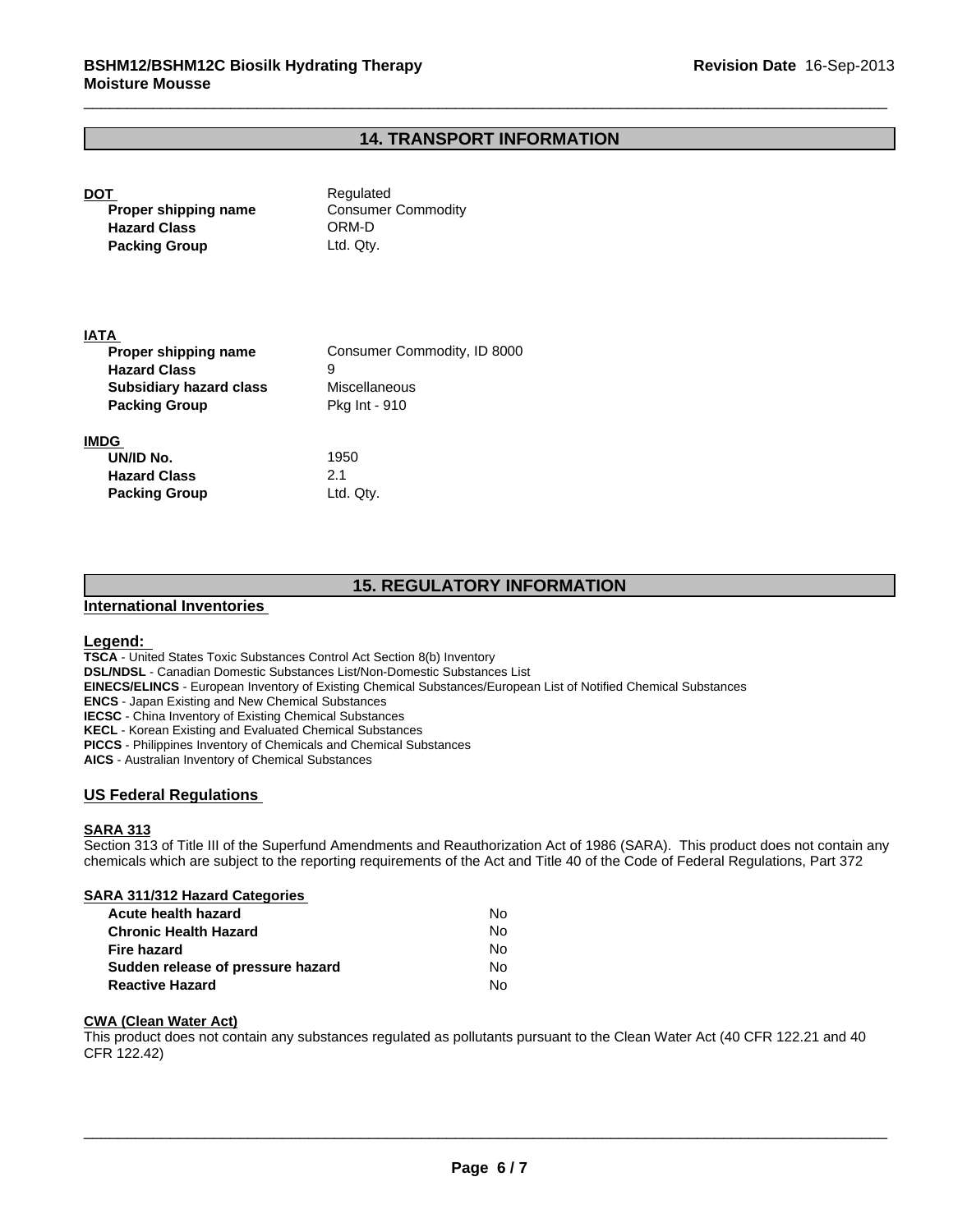## 14. TRANSPORT INFORMATION

**DOT**

| | |
|---|---|
| | Regulated |
| **Proper shipping name** | Consumer Commodity |
| **Hazard Class** | ORM-D |
| **Packing Group** | Ltd. Qty. |

**IATA**

| | |
|---|---|
| **Proper shipping name** | Consumer Commodity, ID 8000 |
| **Hazard Class** | 9 |
| **Subsidiary hazard class** | Miscellaneous |
| **Packing Group** | Pkg Int - 910 |

**IMDG**

| | |
|---|---|
| **UN/ID No.** | 1950 |
| **Hazard Class** | 2.1 |
| **Packing Group** | Ltd. Qty. |

## 15. REGULATORY INFORMATION

### International Inventories

**Legend:**

**TSCA** - United States Toxic Substances Control Act Section 8(b) Inventory
**DSL/NDSL** - Canadian Domestic Substances List/Non-Domestic Substances List
**EINECS/ELINCS** - European Inventory of Existing Chemical Substances/European List of Notified Chemical Substances
**ENCS** - Japan Existing and New Chemical Substances
**IECSC** - China Inventory of Existing Chemical Substances
**KECL** - Korean Existing and Evaluated Chemical Substances
**PICCS** - Philippines Inventory of Chemicals and Chemical Substances
**AICS** - Australian Inventory of Chemical Substances

### US Federal Regulations

**SARA 313**

Section 313 of Title III of the Superfund Amendments and Reauthorization Act of 1986 (SARA). This product does not contain any chemicals which are subject to the reporting requirements of the Act and Title 40 of the Code of Federal Regulations, Part 372

**SARA 311/312 Hazard Categories**

| | |
|---|---|
| **Acute health hazard** | No |
| **Chronic Health Hazard** | No |
| **Fire hazard** | No |
| **Sudden release of pressure hazard** | No |
| **Reactive Hazard** | No |

**CWA (Clean Water Act)**

This product does not contain any substances regulated as pollutants pursuant to the Clean Water Act (40 CFR 122.21 and 40 CFR 122.42)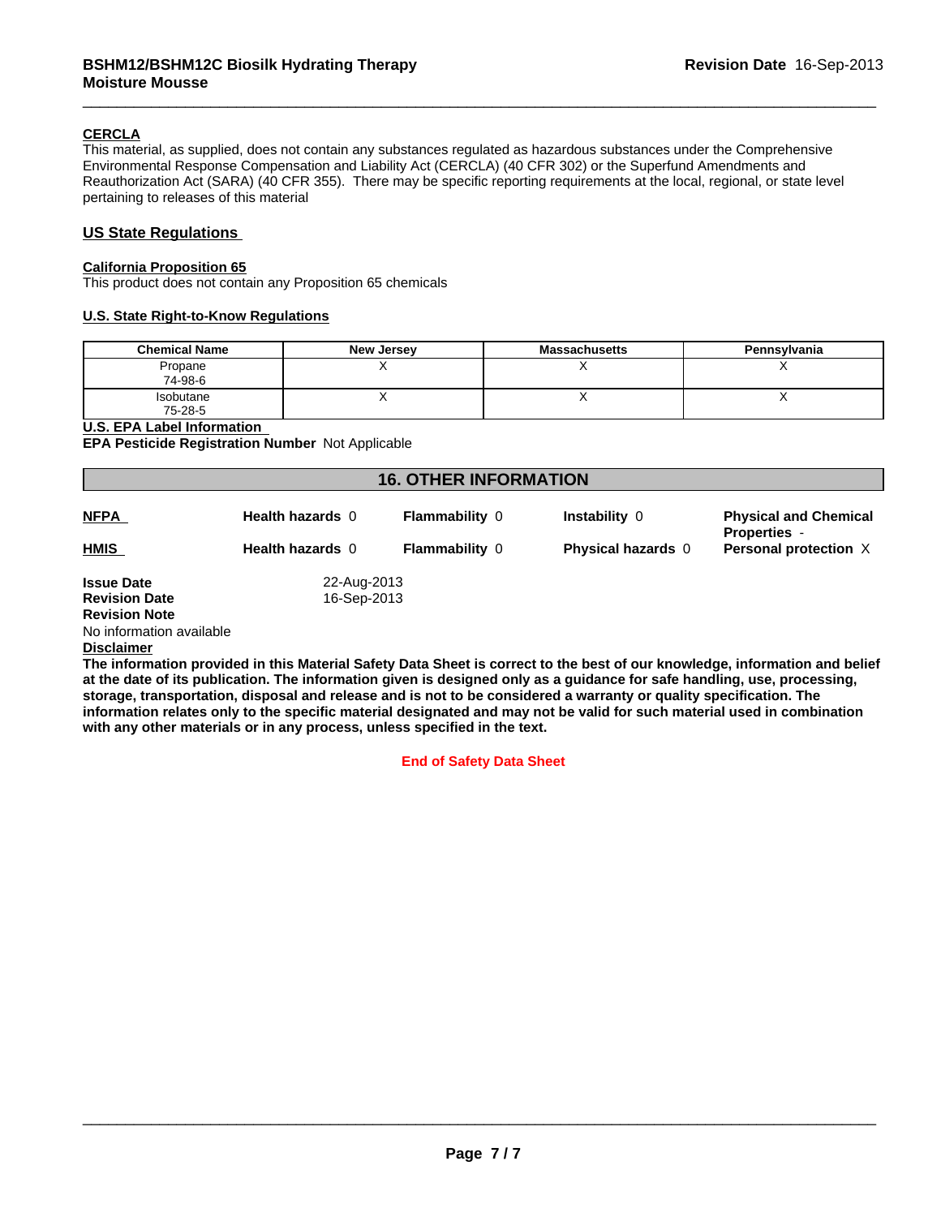**CERCLA**

This material, as supplied, does not contain any substances regulated as hazardous substances under the Comprehensive Environmental Response Compensation and Liability Act (CERCLA) (40 CFR 302) or the Superfund Amendments and Reauthorization Act (SARA) (40 CFR 355). There may be specific reporting requirements at the local, regional, or state level pertaining to releases of this material

**US State Regulations**

**California Proposition 65**

This product does not contain any Proposition 65 chemicals

**U.S. State Right-to-Know Regulations**

| Chemical Name | New Jersey | Massachusetts | Pennsylvania |
|---|---|---|---|
| Propane 74-98-6 | X | X | X |
| Isobutane 75-28-5 | X | X | X |

**U.S. EPA Label Information**

**EPA Pesticide Registration Number** Not Applicable

## 16. OTHER INFORMATION

| | | | | |
|---|---|---|---|---|
| **NFPA** | **Health hazards** 0 | **Flammability** 0 | **Instability** 0 | **Physical and Chemical Properties** - |
| **HMIS** | **Health hazards** 0 | **Flammability** 0 | **Physical hazards** 0 | **Personal protection** X |

**Issue Date** 22-Aug-2013
**Revision Date** 16-Sep-2013
**Revision Note**
No information available

**Disclaimer**

**The information provided in this Material Safety Data Sheet is correct to the best of our knowledge, information and belief at the date of its publication. The information given is designed only as a guidance for safe handling, use, processing, storage, transportation, disposal and release and is not to be considered a warranty or quality specification. The information relates only to the specific material designated and may not be valid for such material used in combination with any other materials or in any process, unless specified in the text.**

**End of Safety Data Sheet**